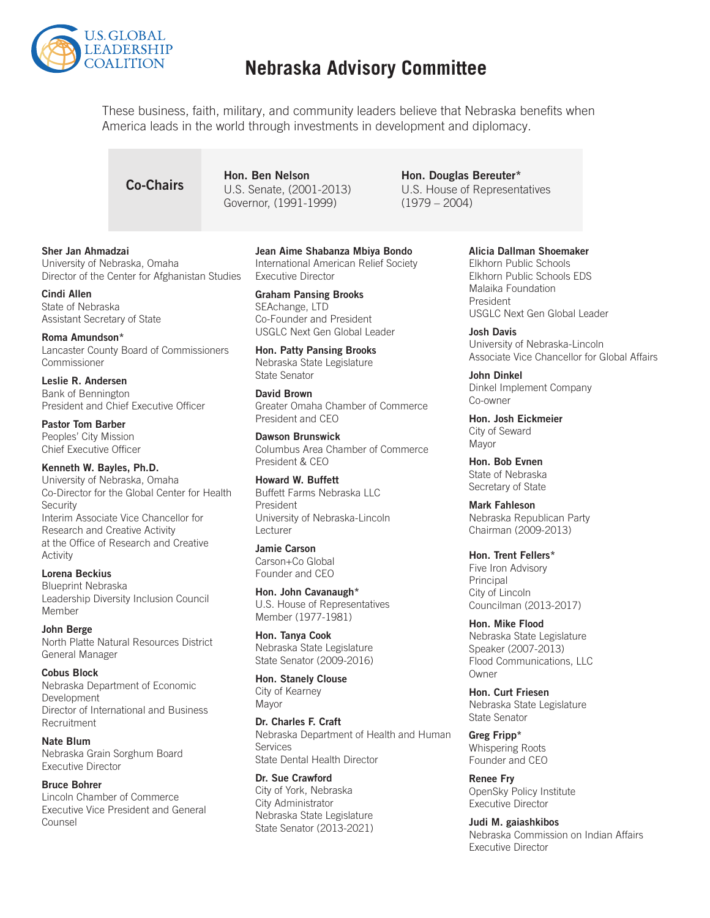U.S. GLOBAL LEADERSHIP COALITION

# Nebraska Advisory Committee

These business, faith, military, and community leaders believe that Nebraska benefits when America leads in the world through investments in development and diplomacy.

## Co-Chairs

**Hon. Ben Nelson**
U.S. Senate, (2001-2013)
Governor, (1991-1999)

**Hon. Douglas Bereuter***
U.S. House of Representatives
(1979 – 2004)

**Sher Jan Ahmadzai**
University of Nebraska, Omaha
Director of the Center for Afghanistan Studies

**Cindi Allen**
State of Nebraska
Assistant Secretary of State

**Roma Amundson***
Lancaster County Board of Commissioners
Commissioner

**Leslie R. Andersen**
Bank of Bennington
President and Chief Executive Officer

**Pastor Tom Barber**
Peoples' City Mission
Chief Executive Officer

**Kenneth W. Bayles, Ph.D.**
University of Nebraska, Omaha
Co-Director for the Global Center for Health Security
Interim Associate Vice Chancellor for Research and Creative Activity at the Office of Research and Creative Activity

**Lorena Beckius**
Blueprint Nebraska
Leadership Diversity Inclusion Council
Member

**John Berge**
North Platte Natural Resources District
General Manager

**Cobus Block**
Nebraska Department of Economic Development
Director of International and Business Recruitment

**Nate Blum**
Nebraska Grain Sorghum Board
Executive Director

**Bruce Bohrer**
Lincoln Chamber of Commerce
Executive Vice President and General Counsel

**Jean Aime Shabanza Mbiya Bondo**
International American Relief Society
Executive Director

**Graham Pansing Brooks**
SEAchange, LTD
Co-Founder and President
USGLC Next Gen Global Leader

**Hon. Patty Pansing Brooks**
Nebraska State Legislature
State Senator

**David Brown**
Greater Omaha Chamber of Commerce
President and CEO

**Dawson Brunswick**
Columbus Area Chamber of Commerce
President & CEO

**Howard W. Buffett**
Buffett Farms Nebraska LLC
President
University of Nebraska-Lincoln
Lecturer

**Jamie Carson**
Carson+Co Global
Founder and CEO

**Hon. John Cavanaugh***
U.S. House of Representatives
Member (1977-1981)

**Hon. Tanya Cook**
Nebraska State Legislature
State Senator (2009-2016)

**Hon. Stanely Clouse**
City of Kearney
Mayor

**Dr. Charles F. Craft**
Nebraska Department of Health and Human Services
State Dental Health Director

**Dr. Sue Crawford**
City of York, Nebraska
City Administrator
Nebraska State Legislature
State Senator (2013-2021)

**Alicia Dallman Shoemaker**
Elkhorn Public Schools
Elkhorn Public Schools EDS
Malaika Foundation
President
USGLC Next Gen Global Leader

**Josh Davis**
University of Nebraska-Lincoln
Associate Vice Chancellor for Global Affairs

**John Dinkel**
Dinkel Implement Company
Co-owner

**Hon. Josh Eickmeier**
City of Seward
Mayor

**Hon. Bob Evnen**
State of Nebraska
Secretary of State

**Mark Fahleson**
Nebraska Republican Party
Chairman (2009-2013)

**Hon. Trent Fellers***
Five Iron Advisory
Principal
City of Lincoln
Councilman (2013-2017)

**Hon. Mike Flood**
Nebraska State Legislature
Speaker (2007-2013)
Flood Communications, LLC
Owner

**Hon. Curt Friesen**
Nebraska State Legislature
State Senator

**Greg Fripp***
Whispering Roots
Founder and CEO

**Renee Fry**
OpenSky Policy Institute
Executive Director

**Judi M. gaiashkibos**
Nebraska Commission on Indian Affairs
Executive Director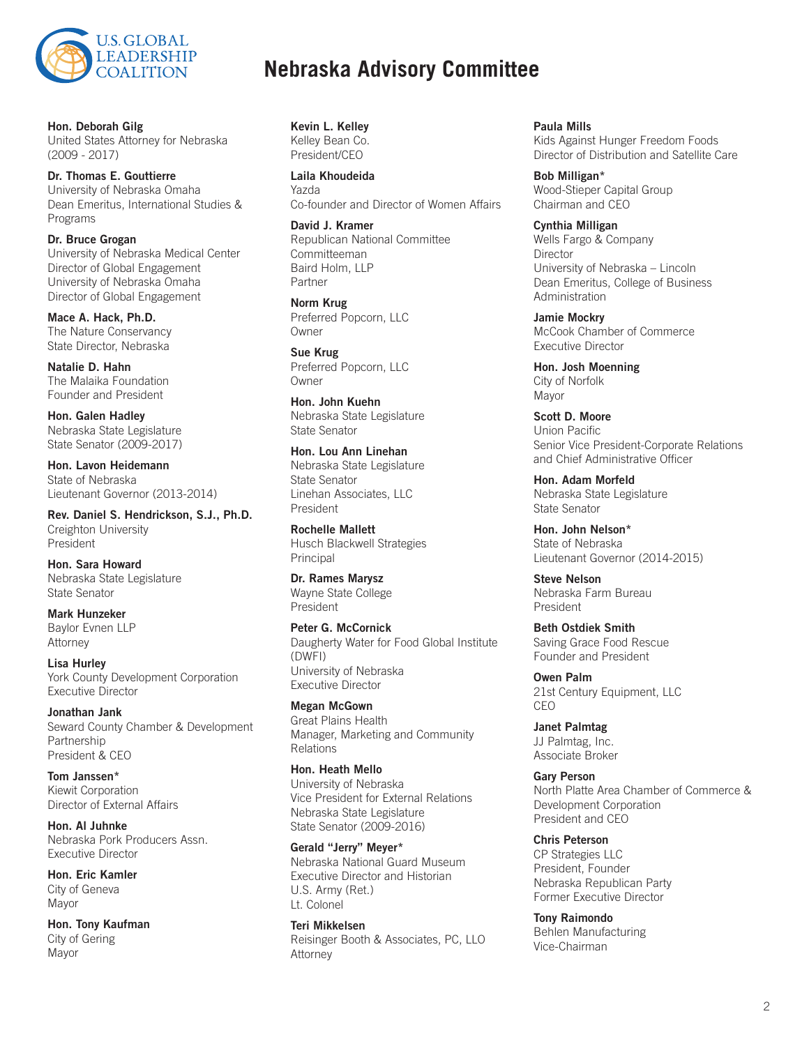# Nebraska Advisory Committee

**Hon. Deborah Gilg**
United States Attorney for Nebraska
(2009 - 2017)

**Dr. Thomas E. Gouttierre**
University of Nebraska Omaha
Dean Emeritus, International Studies & Programs

**Dr. Bruce Grogan**
University of Nebraska Medical Center
Director of Global Engagement
University of Nebraska Omaha
Director of Global Engagement

**Mace A. Hack, Ph.D.**
The Nature Conservancy
State Director, Nebraska

**Natalie D. Hahn**
The Malaika Foundation
Founder and President

**Hon. Galen Hadley**
Nebraska State Legislature
State Senator (2009-2017)

**Hon. Lavon Heidemann**
State of Nebraska
Lieutenant Governor (2013-2014)

**Rev. Daniel S. Hendrickson, S.J., Ph.D.**
Creighton University
President

**Hon. Sara Howard**
Nebraska State Legislature
State Senator

**Mark Hunzeker**
Baylor Evnen LLP
Attorney

**Lisa Hurley**
York County Development Corporation
Executive Director

**Jonathan Jank**
Seward County Chamber & Development Partnership
President & CEO

**Tom Janssen***
Kiewit Corporation
Director of External Affairs

**Hon. Al Juhnke**
Nebraska Pork Producers Assn.
Executive Director

**Hon. Eric Kamler**
City of Geneva
Mayor

**Hon. Tony Kaufman**
City of Gering
Mayor

**Kevin L. Kelley**
Kelley Bean Co.
President/CEO

**Laila Khoudeida**
Yazda
Co-founder and Director of Women Affairs

**David J. Kramer**
Republican National Committee
Committeeman
Baird Holm, LLP
Partner

**Norm Krug**
Preferred Popcorn, LLC
Owner

**Sue Krug**
Preferred Popcorn, LLC
Owner

**Hon. John Kuehn**
Nebraska State Legislature
State Senator

**Hon. Lou Ann Linehan**
Nebraska State Legislature
State Senator
Linehan Associates, LLC
President

**Rochelle Mallett**
Husch Blackwell Strategies
Principal

**Dr. Rames Marysz**
Wayne State College
President

**Peter G. McCornick**
Daugherty Water for Food Global Institute (DWFI)
University of Nebraska
Executive Director

**Megan McGown**
Great Plains Health
Manager, Marketing and Community Relations

**Hon. Heath Mello**
University of Nebraska
Vice President for External Relations
Nebraska State Legislature
State Senator (2009-2016)

**Gerald "Jerry" Meyer***
Nebraska National Guard Museum
Executive Director and Historian
U.S. Army (Ret.)
Lt. Colonel

**Teri Mikkelsen**
Reisinger Booth & Associates, PC, LLO
Attorney

**Paula Mills**
Kids Against Hunger Freedom Foods
Director of Distribution and Satellite Care

**Bob Milligan***
Wood-Stieper Capital Group
Chairman and CEO

**Cynthia Milligan**
Wells Fargo & Company
Director
University of Nebraska – Lincoln
Dean Emeritus, College of Business Administration

**Jamie Mockry**
McCook Chamber of Commerce
Executive Director

**Hon. Josh Moenning**
City of Norfolk
Mayor

**Scott D. Moore**
Union Pacific
Senior Vice President-Corporate Relations and Chief Administrative Officer

**Hon. Adam Morfeld**
Nebraska State Legislature
State Senator

**Hon. John Nelson***
State of Nebraska
Lieutenant Governor (2014-2015)

**Steve Nelson**
Nebraska Farm Bureau
President

**Beth Ostdiek Smith**
Saving Grace Food Rescue
Founder and President

**Owen Palm**
21st Century Equipment, LLC
CEO

**Janet Palmtag**
JJ Palmtag, Inc.
Associate Broker

**Gary Person**
North Platte Area Chamber of Commerce & Development Corporation
President and CEO

**Chris Peterson**
CP Strategies LLC
President, Founder
Nebraska Republican Party
Former Executive Director

**Tony Raimondo**
Behlen Manufacturing
Vice-Chairman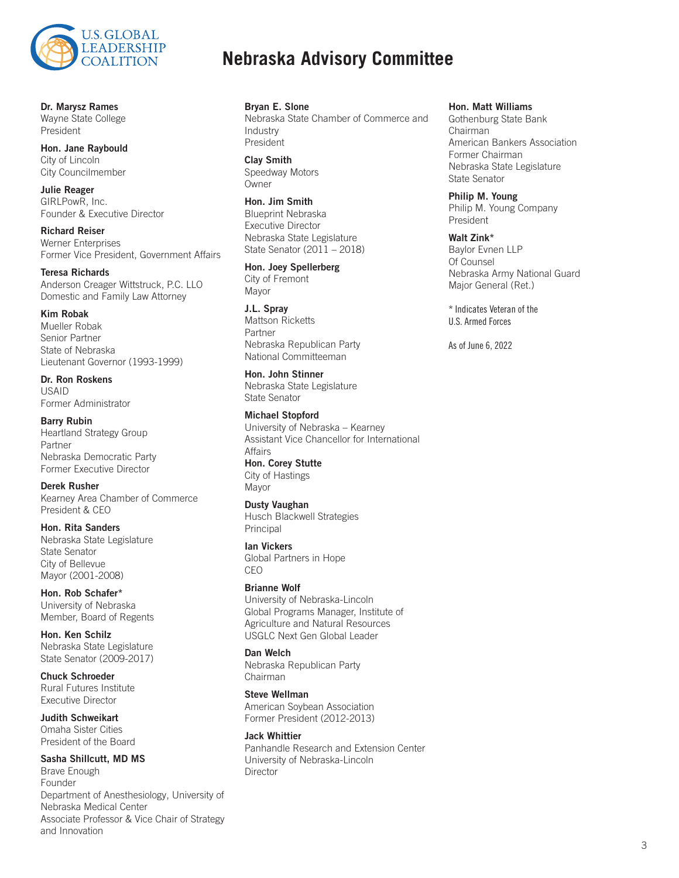# Nebraska Advisory Committee

**Dr. Marysz Rames**
Wayne State College
President

**Hon. Jane Raybould**
City of Lincoln
City Councilmember

**Julie Reager**
GIRLPowR, Inc.
Founder & Executive Director

**Richard Reiser**
Werner Enterprises
Former Vice President, Government Affairs

**Teresa Richards**
Anderson Creager Wittstruck, P.C. LLO
Domestic and Family Law Attorney

**Kim Robak**
Mueller Robak
Senior Partner
State of Nebraska
Lieutenant Governor (1993-1999)

**Dr. Ron Roskens**
USAID
Former Administrator

**Barry Rubin**
Heartland Strategy Group
Partner
Nebraska Democratic Party
Former Executive Director

**Derek Rusher**
Kearney Area Chamber of Commerce
President & CEO

**Hon. Rita Sanders**
Nebraska State Legislature
State Senator
City of Bellevue
Mayor (2001-2008)

**Hon. Rob Schafer***
University of Nebraska
Member, Board of Regents

**Hon. Ken Schilz**
Nebraska State Legislature
State Senator (2009-2017)

**Chuck Schroeder**
Rural Futures Institute
Executive Director

**Judith Schweikart**
Omaha Sister Cities
President of the Board

**Sasha Shillcutt, MD MS**
Brave Enough
Founder
Department of Anesthesiology, University of Nebraska Medical Center
Associate Professor & Vice Chair of Strategy and Innovation

**Bryan E. Slone**
Nebraska State Chamber of Commerce and Industry
President

**Clay Smith**
Speedway Motors
Owner

**Hon. Jim Smith**
Blueprint Nebraska
Executive Director
Nebraska State Legislature
State Senator (2011 – 2018)

**Hon. Joey Spellerberg**
City of Fremont
Mayor

**J.L. Spray**
Mattson Ricketts
Partner
Nebraska Republican Party
National Committeeman

**Hon. John Stinner**
Nebraska State Legislature
State Senator

**Michael Stopford**
University of Nebraska – Kearney
Assistant Vice Chancellor for International Affairs

**Hon. Corey Stutte**
City of Hastings
Mayor

**Dusty Vaughan**
Husch Blackwell Strategies
Principal

**Ian Vickers**
Global Partners in Hope
CEO

**Brianne Wolf**
University of Nebraska-Lincoln
Global Programs Manager, Institute of Agriculture and Natural Resources
USGLC Next Gen Global Leader

**Dan Welch**
Nebraska Republican Party
Chairman

**Steve Wellman**
American Soybean Association
Former President (2012-2013)

**Jack Whittier**
Panhandle Research and Extension Center
University of Nebraska-Lincoln
Director

**Hon. Matt Williams**
Gothenburg State Bank
Chairman
American Bankers Association
Former Chairman
Nebraska State Legislature
State Senator

**Philip M. Young**
Philip M. Young Company
President

**Walt Zink***
Baylor Evnen LLP
Of Counsel
Nebraska Army National Guard
Major General (Ret.)

* Indicates Veteran of the U.S. Armed Forces

As of June 6, 2022